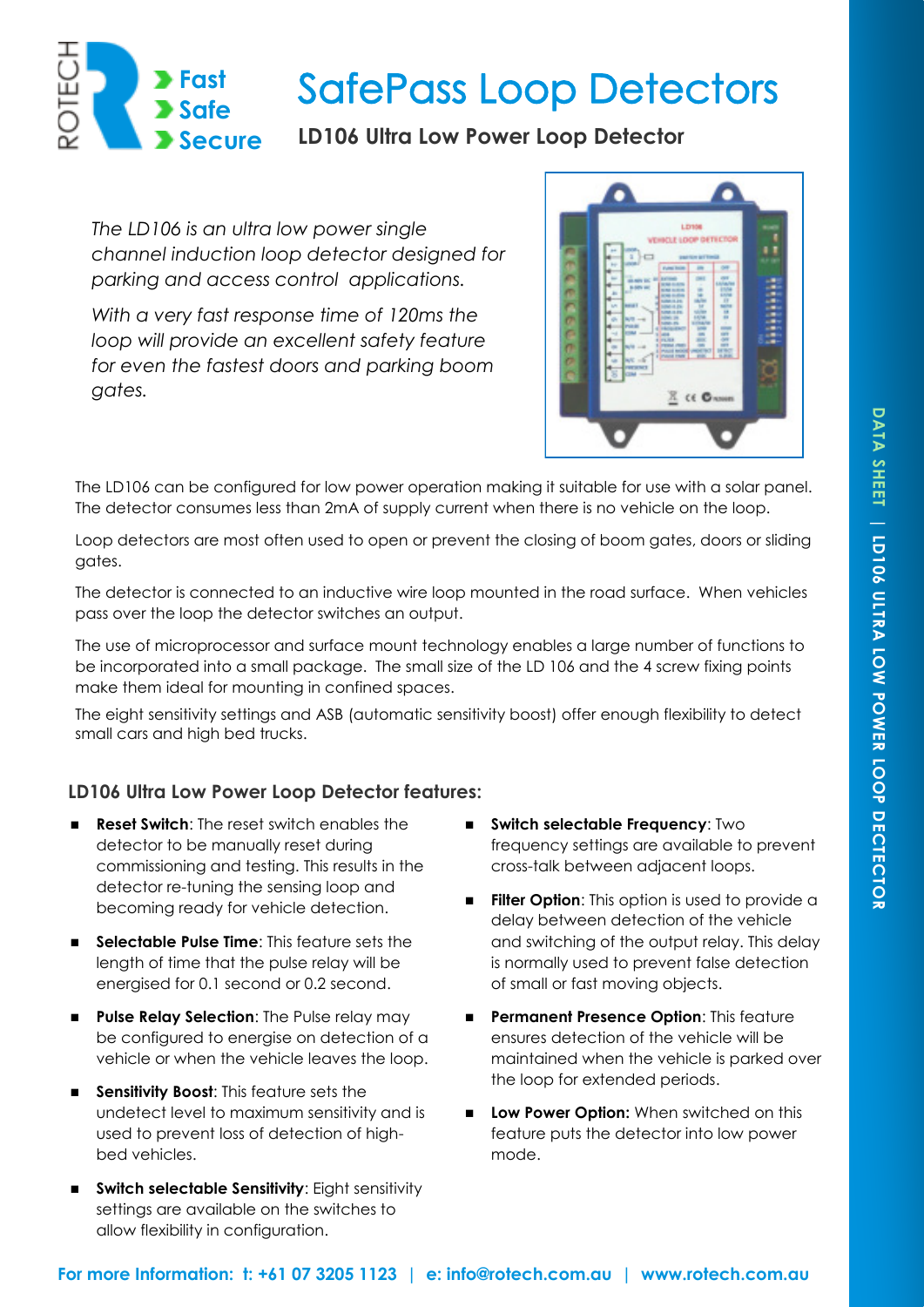# SafePass Loop Detectors

## LD106 Ultra Low Power Loop Detector

*The LD106 is an ultra low power single channel induction loop detector designed for parking and access control applications.*

*With a very fast response time of 120ms the loop will provide an excellent safety feature for even the fastest doors and parking boom gates.*

The LD106 can be configured for low power operation making it suitable for use with a solar panel. The detector consumes less than 2mA of supply current when there is no vehicle on the loop.

Loop detectors are most often used to open or prevent the closing of boom gates, doors or sliding gates.

The detector is connected to an inductive wire loop mounted in the road surface. When vehicles pass over the loop the detector switches an output.

The use of microprocessor and surface mount technology enables a large number of functions to be incorporated into a small package. The small size of the LD 106 and the 4 screw fixing points make them ideal for mounting in confined spaces.

The eight sensitivity settings and ASB (automatic sensitivity boost) offer enough flexibility to detect small cars and high bed trucks.

### LD106 Ultra Low Power Loop Detector features:

- **Reset Switch**: The reset switch enables the detector to be manually reset during commissioning and testing. This results in the detector re-tuning the sensing loop and becoming ready for vehicle detection.
- **Selectable Pulse Time**: This feature sets the length of time that the pulse relay will be energised for 0.1 second or 0.2 second.
- **Pulse Relay Selection**: The Pulse relay may be configured to energise on detection of a vehicle or when the vehicle leaves the loop.
- **Sensitivity Boost**: This feature sets the undetect level to maximum sensitivity and is used to prevent loss of detection of high-bed vehicles.
- **Switch selectable Sensitivity**: Eight sensitivity settings are available on the switches to allow flexibility in configuration.
- **Switch selectable Frequency**: Two frequency settings are available to prevent cross-talk between adjacent loops.
- **Filter Option**: This option is used to provide a delay between detection of the vehicle and switching of the output relay. This delay is normally used to prevent false detection of small or fast moving objects.
- **Permanent Presence Option**: This feature ensures detection of the vehicle will be maintained when the vehicle is parked over the loop for extended periods.
- **Low Power Option:** When switched on this feature puts the detector into low power mode.

**For more Information: t: +61 07 3205 1123 | e: info@rotech.com.au | www.rotech.com.au**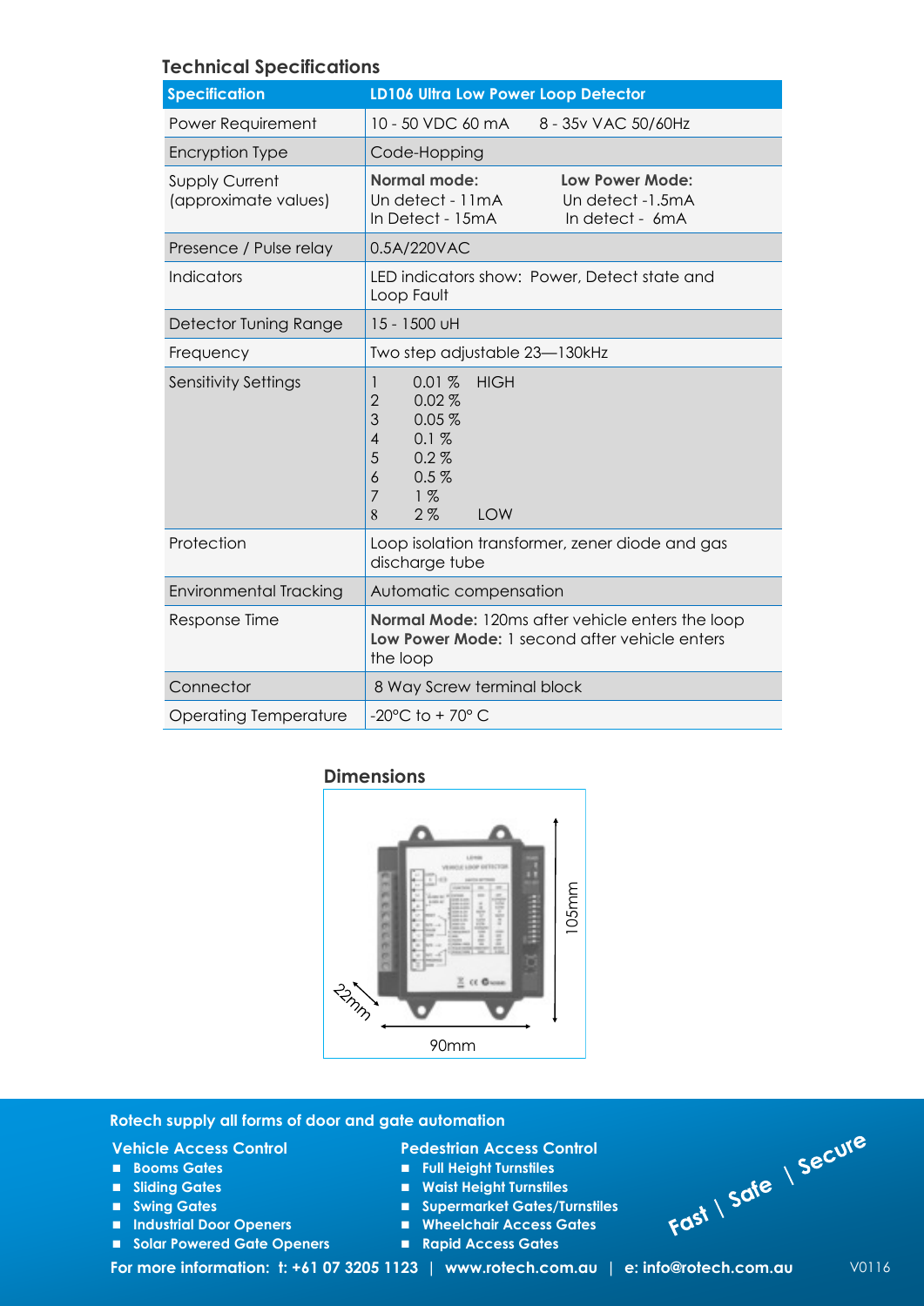## Technical Specifications

| Specification | LD106 Ultra Low Power Loop Detector |
|---|---|
| Power Requirement | 10 - 50 VDC 60 mA 8 - 35v VAC 50/60Hz |
| Encryption Type | Code-Hopping |
| Supply Current (approximate values) | **Normal mode:** Un detect - 11mA In Detect - 15mA **Low Power Mode:** Un detect -1.5mA In detect - 6mA |
| Presence / Pulse relay | 0.5A/220VAC |
| Indicators | LED indicators show: Power, Detect state and Loop Fault |
| Detector Tuning Range | 15 - 1500 uH |
| Frequency | Two step adjustable 23—130kHz |
| Sensitivity Settings | 1 0.01 % HIGH<br>2 0.02 %<br>3 0.05 %<br>4 0.1 %<br>5 0.2 %<br>6 0.5 %<br>7 1 %<br>8 2 % LOW |
| Protection | Loop isolation transformer, zener diode and gas discharge tube |
| Environmental Tracking | Automatic compensation |
| Response Time | **Normal Mode:** 120ms after vehicle enters the loop<br>**Low Power Mode:** 1 second after vehicle enters the loop |
| Connector | 8 Way Screw terminal block |
| Operating Temperature | -20°C to + 70° C |

## Dimensions

22mm

105mm

90mm

**Rotech supply all forms of door and gate automation**

**Vehicle Access Control**

- Booms Gates
- Sliding Gates
- Swing Gates
- Industrial Door Openers
- Solar Powered Gate Openers

**Pedestrian Access Control**

- Full Height Turnstiles
- Waist Height Turnstiles
- Supermarket Gates/Turnstiles
- Wheelchair Access Gates
- Rapid Access Gates

Fast | Safe | Secure

**For more information: t: +61 07 3205 1123 | www.rotech.com.au | e: info@rotech.com.au**

V0116